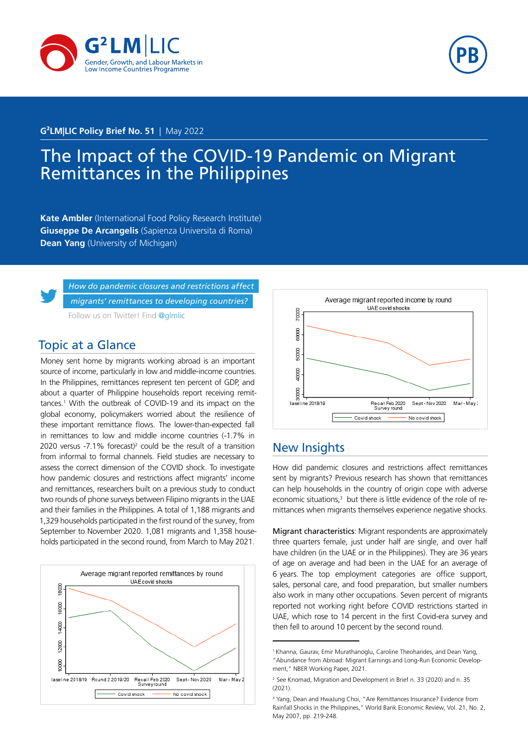G²LM|LIC Gender, Growth, and Labour Markets in Low Income Countries Programme

PB

**G²LM|LIC Policy Brief No. 51** | May 2022

# The Impact of the COVID-19 Pandemic on Migrant Remittances in the Philippines

**Kate Ambler** (International Food Policy Research Institute)
**Giuseppe De Arcangelis** (Sapienza Universita di Roma)
**Dean Yang** (University of Michigan)

*How do pandemic closures and restrictions affect migrants' remittances to developing countries?*

Follow us on Twitter! Find @glmlic

## Topic at a Glance

Money sent home by migrants working abroad is an important source of income, particularly in low and middle-income countries. In the Philippines, remittances represent ten percent of GDP, and about a quarter of Philippine households report receiving remittances.[1] With the outbreak of COVID-19 and its impact on the global economy, policymakers worried about the resilience of these important remittance flows. The lower-than-expected fall in remittances to low and middle income countries (-1.7% in 2020 versus -7.1% forecast)[2] could be the result of a transition from informal to formal channels. Field studies are necessary to assess the correct dimension of the COVID shock. To investigate how pandemic closures and restrictions affect migrants' income and remittances, researchers built on a previous study to conduct two rounds of phone surveys between Filipino migrants in the UAE and their families in the Philippines. A total of 1,188 migrants and 1,329 households participated in the first round of the survey, from September to November 2020. 1,081 migrants and 1,358 households participated in the second round, from March to May 2021.

Average migrant reported remittances by round
UAE covid shocks

Average migrant reported income by round
UAE covid shocks

## New Insights

How did pandemic closures and restrictions affect remittances sent by migrants? Previous research has shown that remittances can help households in the country of origin cope with adverse economic situations,[3] but there is little evidence of the role of remittances when migrants themselves experience negative shocks.

**Migrant characteristics**: Migrant respondents are approximately three quarters female, just under half are single, and over half have children (in the UAE or in the Philippines). They are 36 years of age on average and had been in the UAE for an average of 6 years. The top employment categories are office support, sales, personal care, and food preparation, but smaller numbers also work in many other occupations. Seven percent of migrants reported not working right before COVID restrictions started in UAE, which rose to 14 percent in the first Covid-era survey and then fell to around 10 percent by the second round.

---

[1] Khanna, Gaurav, Emir Murathanoglu, Caroline Theoharides, and Dean Yang, "Abundance from Abroad: Migrant Earnings and Long-Run Economic Development," NBER Working Paper, 2021.

[2] See Knomad, Migration and Development in Brief n. 33 (2020) and n. 35 (2021).

[3] Yang, Dean and HwaJung Choi, "Are Remittances Insurance? Evidence from Rainfall Shocks in the Philippines," World Bank Economic Review, Vol. 21, No. 2, May 2007, pp. 219-248.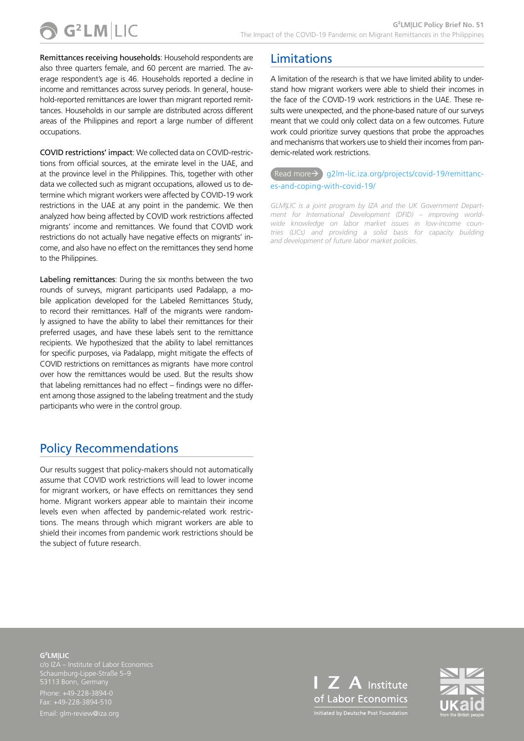**Remittances receiving households**: Household respondents are also three quarters female, and 60 percent are married. The average respondent's age is 46. Households reported a decline in income and remittances across survey periods. In general, household-reported remittances are lower than migrant reported remittances. Households in our sample are distributed across different areas of the Philippines and report a large number of different occupations.

**COVID restrictions' impact**: We collected data on COVID-restrictions from official sources, at the emirate level in the UAE, and at the province level in the Philippines. This, together with other data we collected such as migrant occupations, allowed us to determine which migrant workers were affected by COVID-19 work restrictions in the UAE at any point in the pandemic. We then analyzed how being affected by COVID work restrictions affected migrants' income and remittances. We found that COVID work restrictions do not actually have negative effects on migrants' income, and also have no effect on the remittances they send home to the Philippines.

**Labeling remittances**: During the six months between the two rounds of surveys, migrant participants used Padalapp, a mobile application developed for the Labeled Remittances Study, to record their remittances. Half of the migrants were randomly assigned to have the ability to label their remittances for their preferred usages, and have these labels sent to the remittance recipients. We hypothesized that the ability to label remittances for specific purposes, via Padalapp, might mitigate the effects of COVID restrictions on remittances as migrants have more control over how the remittances would be used. But the results show that labeling remittances had no effect – findings were no different among those assigned to the labeling treatment and the study participants who were in the control group.

## Policy Recommendations

Our results suggest that policy-makers should not automatically assume that COVID work restrictions will lead to lower income for migrant workers, or have effects on remittances they send home. Migrant workers appear able to maintain their income levels even when affected by pandemic-related work restrictions. The means through which migrant workers are able to shield their incomes from pandemic work restrictions should be the subject of future research.

## Limitations

A limitation of the research is that we have limited ability to understand how migrant workers were able to shield their incomes in the face of the COVID-19 work restrictions in the UAE. These results were unexpected, and the phone-based nature of our surveys meant that we could only collect data on a few outcomes. Future work could prioritize survey questions that probe the approaches and mechanisms that workers use to shield their incomes from pandemic-related work restrictions.

Read more→ g2lm-lic.iza.org/projects/covid-19/remittances-and-coping-with-covid-19/

*GLM|LIC is a joint program by IZA and the UK Government Department for International Development (DFID) – improving worldwide knowledge on labor market issues in low-income countries (LICs) and providing a solid basis for capacity building and development of future labor market policies.*

**G²LM|LIC**
c/o IZA – Institute of Labor Economics
Schaumburg-Lippe-Straße 5–9
53113 Bonn, Germany

Phone: +49-228-3894-0
Fax: +49-228-3894-510

Email: glm-review@iza.org

IZA Institute of Labor Economics
Initiated by Deutsche Post Foundation

UKaid from the British people